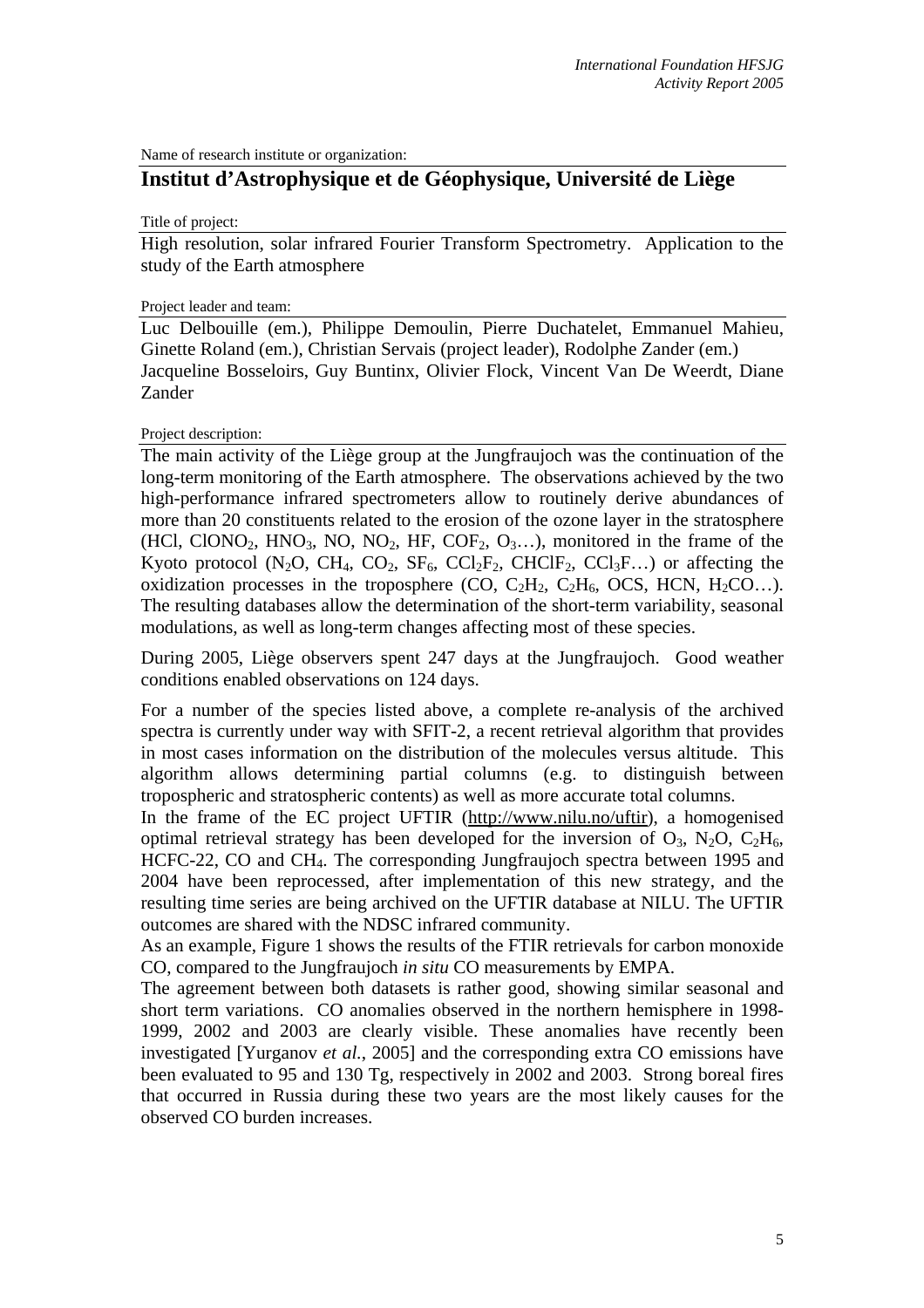Name of research institute or organization:

## Institut d'Astrophysique et de Géophysique, Université de Liège

Title of project:

High resolution, solar infrared Fourier Transform Spectrometry. Application to the study of the Earth atmosphere

Project leader and team:

Luc Delbouille (em.), Philippe Demoulin, Pierre Duchatelet, Emmanuel Mahieu, Ginette Roland (em.), Christian Servais (project leader), Rodolphe Zander (em.)
Jacqueline Bosseloirs, Guy Buntinx, Olivier Flock, Vincent Van De Weerdt, Diane Zander

Project description:

The main activity of the Liège group at the Jungfraujoch was the continuation of the long-term monitoring of the Earth atmosphere. The observations achieved by the two high-performance infrared spectrometers allow to routinely derive abundances of more than 20 constituents related to the erosion of the ozone layer in the stratosphere (HCl, $ClONO_2$, $HNO_3$, NO, $NO_2$, HF, $COF_2$, $O_3$…), monitored in the frame of the Kyoto protocol ($N_2O$, $CH_4$, $CO_2$, $SF_6$, $CCl_2F_2$, $CHClF_2$, $CCl_3F$…) or affecting the oxidization processes in the troposphere (CO, $C_2H_2$, $C_2H_6$, OCS, HCN, $H_2CO$…). The resulting databases allow the determination of the short-term variability, seasonal modulations, as well as long-term changes affecting most of these species.

During 2005, Liège observers spent 247 days at the Jungfraujoch. Good weather conditions enabled observations on 124 days.

For a number of the species listed above, a complete re-analysis of the archived spectra is currently under way with SFIT-2, a recent retrieval algorithm that provides in most cases information on the distribution of the molecules versus altitude. This algorithm allows determining partial columns (e.g. to distinguish between tropospheric and stratospheric contents) as well as more accurate total columns.

In the frame of the EC project UFTIR (http://www.nilu.no/uftir), a homogenised optimal retrieval strategy has been developed for the inversion of $O_3$, $N_2O$, $C_2H_6$, HCFC-22, CO and $CH_4$. The corresponding Jungfraujoch spectra between 1995 and 2004 have been reprocessed, after implementation of this new strategy, and the resulting time series are being archived on the UFTIR database at NILU. The UFTIR outcomes are shared with the NDSC infrared community.

As an example, Figure 1 shows the results of the FTIR retrievals for carbon monoxide CO, compared to the Jungfraujoch *in situ* CO measurements by EMPA.

The agreement between both datasets is rather good, showing similar seasonal and short term variations. CO anomalies observed in the northern hemisphere in 1998-1999, 2002 and 2003 are clearly visible. These anomalies have recently been investigated [Yurganov *et al.*, 2005] and the corresponding extra CO emissions have been evaluated to 95 and 130 Tg, respectively in 2002 and 2003. Strong boreal fires that occurred in Russia during these two years are the most likely causes for the observed CO burden increases.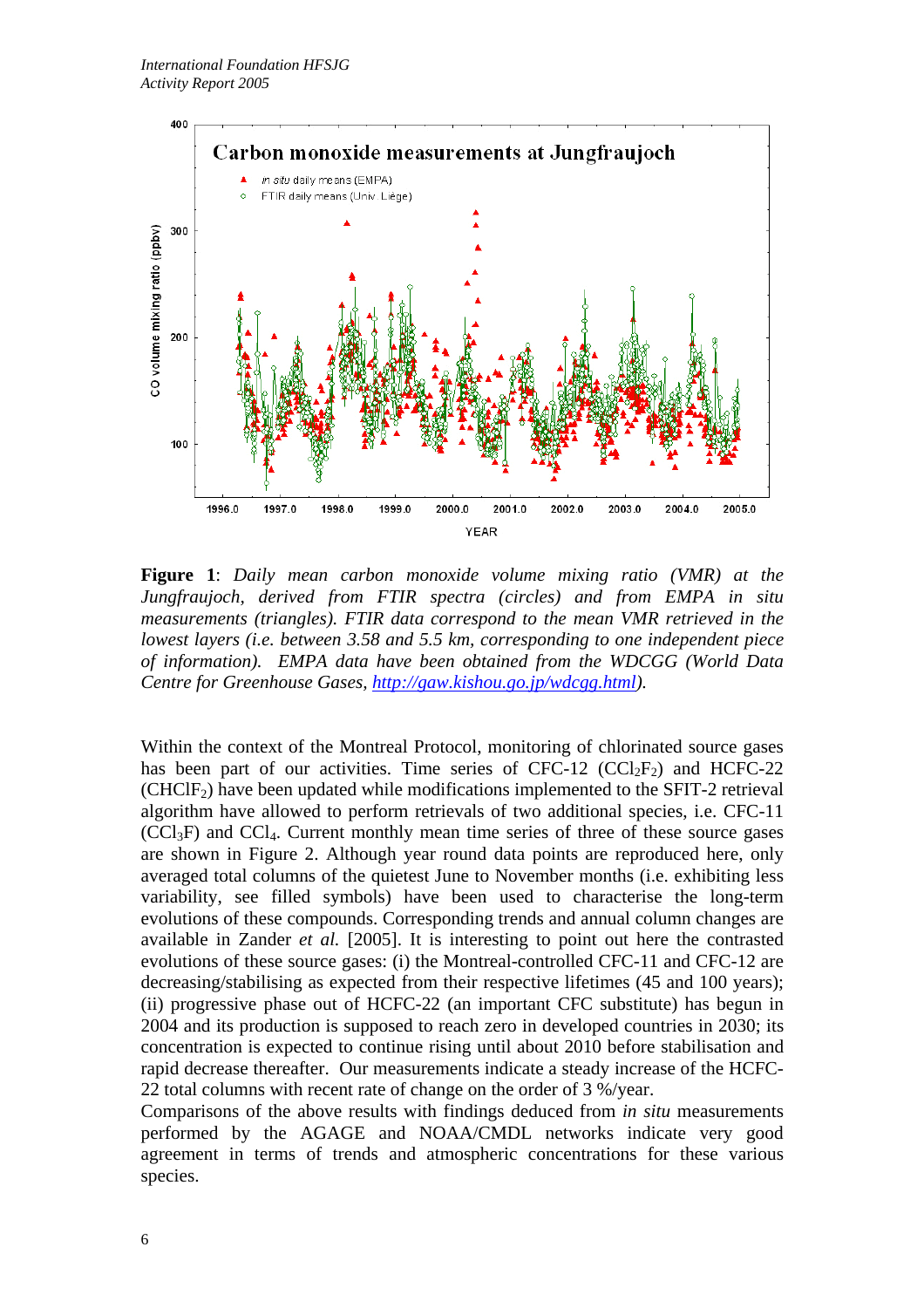**Figure 1**: *Daily mean carbon monoxide volume mixing ratio (VMR) at the Jungfraujoch, derived from FTIR spectra (circles) and from EMPA in situ measurements (triangles). FTIR data correspond to the mean VMR retrieved in the lowest layers (i.e. between 3.58 and 5.5 km, corresponding to one independent piece of information). EMPA data have been obtained from the WDCGG (World Data Centre for Greenhouse Gases, http://gaw.kishou.go.jp/wdcgg.html).*

Within the context of the Montreal Protocol, monitoring of chlorinated source gases has been part of our activities. Time series of CFC-12 ($CCl_2F_2$) and HCFC-22 ($CHClF_2$) have been updated while modifications implemented to the SFIT-2 retrieval algorithm have allowed to perform retrievals of two additional species, i.e. CFC-11 ($CCl_3F$) and $CCl_4$. Current monthly mean time series of three of these source gases are shown in Figure 2. Although year round data points are reproduced here, only averaged total columns of the quietest June to November months (i.e. exhibiting less variability, see filled symbols) have been used to characterise the long-term evolutions of these compounds. Corresponding trends and annual column changes are available in Zander *et al.* [2005]. It is interesting to point out here the contrasted evolutions of these source gases: (i) the Montreal-controlled CFC-11 and CFC-12 are decreasing/stabilising as expected from their respective lifetimes (45 and 100 years); (ii) progressive phase out of HCFC-22 (an important CFC substitute) has begun in 2004 and its production is supposed to reach zero in developed countries in 2030; its concentration is expected to continue rising until about 2010 before stabilisation and rapid decrease thereafter. Our measurements indicate a steady increase of the HCFC-22 total columns with recent rate of change on the order of 3 %/year.

Comparisons of the above results with findings deduced from *in situ* measurements performed by the AGAGE and NOAA/CMDL networks indicate very good agreement in terms of trends and atmospheric concentrations for these various species.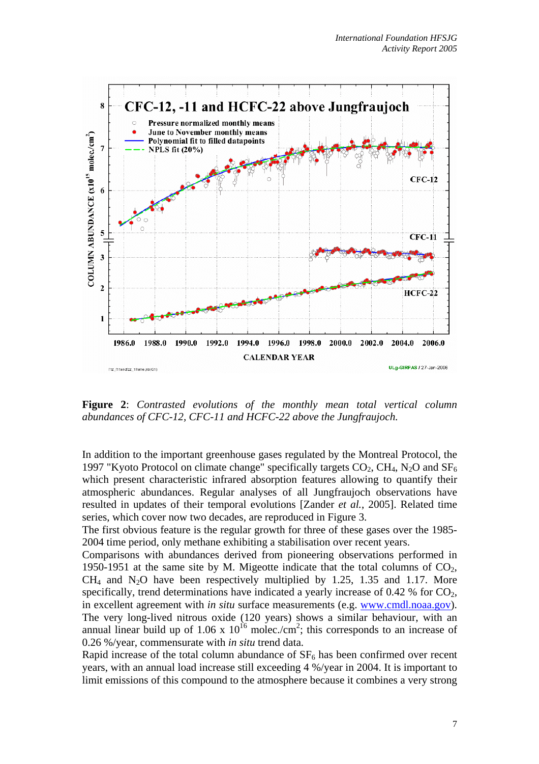**Figure 2**: *Contrasted evolutions of the monthly mean total vertical column abundances of CFC-12, CFC-11 and HCFC-22 above the Jungfraujoch.*

In addition to the important greenhouse gases regulated by the Montreal Protocol, the 1997 "Kyoto Protocol on climate change" specifically targets $CO_2$, $CH_4$, $N_2O$ and $SF_6$ which present characteristic infrared absorption features allowing to quantify their atmospheric abundances. Regular analyses of all Jungfraujoch observations have resulted in updates of their temporal evolutions [Zander *et al.*, 2005]. Related time series, which cover now two decades, are reproduced in Figure 3.

The first obvious feature is the regular growth for three of these gases over the 1985-2004 time period, only methane exhibiting a stabilisation over recent years.

Comparisons with abundances derived from pioneering observations performed in 1950-1951 at the same site by M. Migeotte indicate that the total columns of $CO_2$, $CH_4$ and $N_2O$ have been respectively multiplied by 1.25, 1.35 and 1.17. More specifically, trend determinations have indicated a yearly increase of 0.42 % for $CO_2$, in excellent agreement with *in situ* surface measurements (e.g. www.cmdl.noaa.gov). The very long-lived nitrous oxide (120 years) shows a similar behaviour, with an annual linear build up of 1.06 x $10^{16}$ molec./cm$^2$; this corresponds to an increase of 0.26 %/year, commensurate with *in situ* trend data.

Rapid increase of the total column abundance of $SF_6$ has been confirmed over recent years, with an annual load increase still exceeding 4 %/year in 2004. It is important to limit emissions of this compound to the atmosphere because it combines a very strong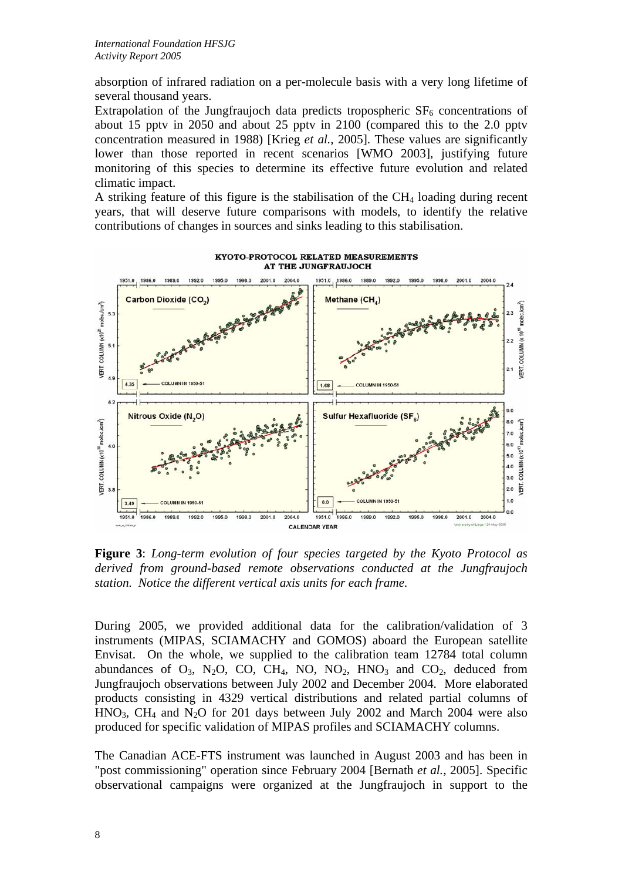absorption of infrared radiation on a per-molecule basis with a very long lifetime of several thousand years.

Extrapolation of the Jungfraujoch data predicts tropospheric $SF_6$ concentrations of about 15 pptv in 2050 and about 25 pptv in 2100 (compared this to the 2.0 pptv concentration measured in 1988) [Krieg *et al.*, 2005]. These values are significantly lower than those reported in recent scenarios [WMO 2003], justifying future monitoring of this species to determine its effective future evolution and related climatic impact.

A striking feature of this figure is the stabilisation of the $CH_4$ loading during recent years, that will deserve future comparisons with models, to identify the relative contributions of changes in sources and sinks leading to this stabilisation.

**Figure 3**: *Long-term evolution of four species targeted by the Kyoto Protocol as derived from ground-based remote observations conducted at the Jungfraujoch station. Notice the different vertical axis units for each frame.*

During 2005, we provided additional data for the calibration/validation of 3 instruments (MIPAS, SCIAMACHY and GOMOS) aboard the European satellite Envisat. On the whole, we supplied to the calibration team 12784 total column abundances of $O_3$, $N_2O$, CO, $CH_4$, NO, $NO_2$, $HNO_3$ and $CO_2$, deduced from Jungfraujoch observations between July 2002 and December 2004. More elaborated products consisting in 4329 vertical distributions and related partial columns of $HNO_3$, $CH_4$ and $N_2O$ for 201 days between July 2002 and March 2004 were also produced for specific validation of MIPAS profiles and SCIAMACHY columns.

The Canadian ACE-FTS instrument was launched in August 2003 and has been in "post commissioning" operation since February 2004 [Bernath *et al.*, 2005]. Specific observational campaigns were organized at the Jungfraujoch in support to the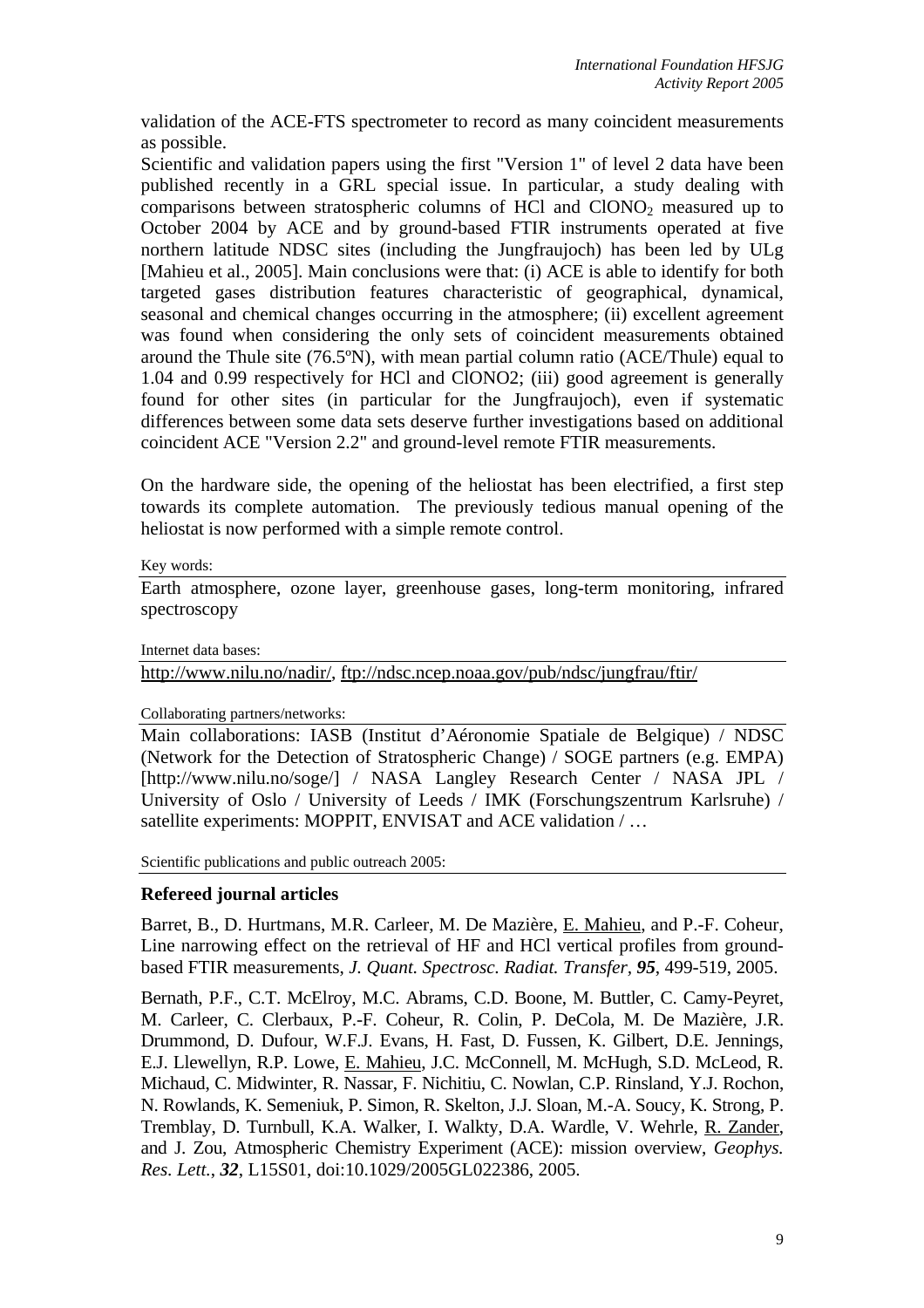validation of the ACE-FTS spectrometer to record as many coincident measurements as possible.

Scientific and validation papers using the first "Version 1" of level 2 data have been published recently in a GRL special issue. In particular, a study dealing with comparisons between stratospheric columns of HCl and $ClONO_2$ measured up to October 2004 by ACE and by ground-based FTIR instruments operated at five northern latitude NDSC sites (including the Jungfraujoch) has been led by ULg [Mahieu et al., 2005]. Main conclusions were that: (i) ACE is able to identify for both targeted gases distribution features characteristic of geographical, dynamical, seasonal and chemical changes occurring in the atmosphere; (ii) excellent agreement was found when considering the only sets of coincident measurements obtained around the Thule site (76.5ºN), with mean partial column ratio (ACE/Thule) equal to 1.04 and 0.99 respectively for HCl and ClONO2; (iii) good agreement is generally found for other sites (in particular for the Jungfraujoch), even if systematic differences between some data sets deserve further investigations based on additional coincident ACE "Version 2.2" and ground-level remote FTIR measurements.

On the hardware side, the opening of the heliostat has been electrified, a first step towards its complete automation. The previously tedious manual opening of the heliostat is now performed with a simple remote control.

Key words:

Earth atmosphere, ozone layer, greenhouse gases, long-term monitoring, infrared spectroscopy

Internet data bases:

http://www.nilu.no/nadir/, ftp://ndsc.ncep.noaa.gov/pub/ndsc/jungfrau/ftir/

Collaborating partners/networks:

Main collaborations: IASB (Institut d'Aéronomie Spatiale de Belgique) / NDSC (Network for the Detection of Stratospheric Change) / SOGE partners (e.g. EMPA) [http://www.nilu.no/soge/] / NASA Langley Research Center / NASA JPL / University of Oslo / University of Leeds / IMK (Forschungszentrum Karlsruhe) / satellite experiments: MOPPIT, ENVISAT and ACE validation / …

Scientific publications and public outreach 2005:

**Refereed journal articles**

Barret, B., D. Hurtmans, M.R. Carleer, M. De Mazière, E. Mahieu, and P.-F. Coheur, Line narrowing effect on the retrieval of HF and HCl vertical profiles from ground-based FTIR measurements, *J. Quant. Spectrosc. Radiat. Transfer*, ***95***, 499-519, 2005.

Bernath, P.F., C.T. McElroy, M.C. Abrams, C.D. Boone, M. Buttler, C. Camy-Peyret, M. Carleer, C. Clerbaux, P.-F. Coheur, R. Colin, P. DeCola, M. De Mazière, J.R. Drummond, D. Dufour, W.F.J. Evans, H. Fast, D. Fussen, K. Gilbert, D.E. Jennings, E.J. Llewellyn, R.P. Lowe, E. Mahieu, J.C. McConnell, M. McHugh, S.D. McLeod, R. Michaud, C. Midwinter, R. Nassar, F. Nichitiu, C. Nowlan, C.P. Rinsland, Y.J. Rochon, N. Rowlands, K. Semeniuk, P. Simon, R. Skelton, J.J. Sloan, M.-A. Soucy, K. Strong, P. Tremblay, D. Turnbull, K.A. Walker, I. Walkty, D.A. Wardle, V. Wehrle, R. Zander, and J. Zou, Atmospheric Chemistry Experiment (ACE): mission overview, *Geophys. Res. Lett.*, ***32***, L15S01, doi:10.1029/2005GL022386, 2005.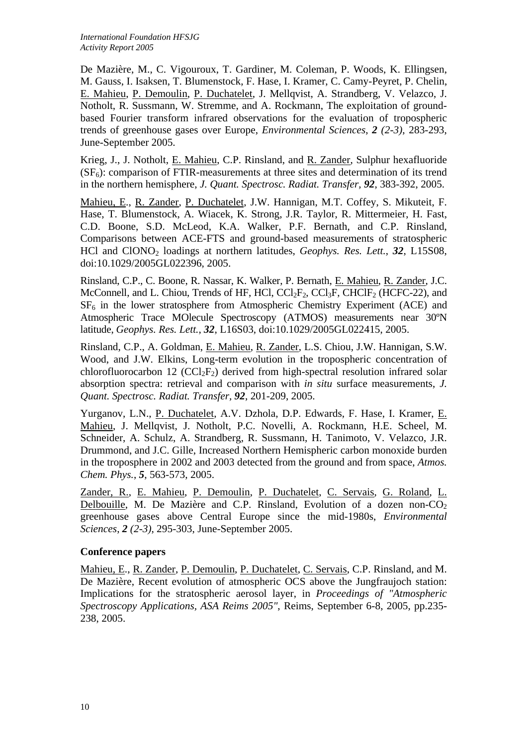De Mazière, M., C. Vigouroux, T. Gardiner, M. Coleman, P. Woods, K. Ellingsen, M. Gauss, I. Isaksen, T. Blumenstock, F. Hase, I. Kramer, C. Camy-Peyret, P. Chelin, E. Mahieu, P. Demoulin, P. Duchatelet, J. Mellqvist, A. Strandberg, V. Velazco, J. Notholt, R. Sussmann, W. Stremme, and A. Rockmann, The exploitation of ground-based Fourier transform infrared observations for the evaluation of tropospheric trends of greenhouse gases over Europe, *Environmental Sciences*, ***2*** *(2-3)*, 283-293, June-September 2005.

Krieg, J., J. Notholt, E. Mahieu, C.P. Rinsland, and R. Zander, Sulphur hexafluoride ($SF_6$): comparison of FTIR-measurements at three sites and determination of its trend in the northern hemisphere, *J. Quant. Spectrosc. Radiat. Transfer*, ***92***, 383-392, 2005.

Mahieu, E., R. Zander, P. Duchatelet, J.W. Hannigan, M.T. Coffey, S. Mikuteit, F. Hase, T. Blumenstock, A. Wiacek, K. Strong, J.R. Taylor, R. Mittermeier, H. Fast, C.D. Boone, S.D. McLeod, K.A. Walker, P.F. Bernath, and C.P. Rinsland, Comparisons between ACE-FTS and ground-based measurements of stratospheric HCl and $ClONO_2$ loadings at northern latitudes, *Geophys. Res. Lett.*, ***32***, L15S08, doi:10.1029/2005GL022396, 2005.

Rinsland, C.P., C. Boone, R. Nassar, K. Walker, P. Bernath, E. Mahieu, R. Zander, J.C. McConnell, and L. Chiou, Trends of HF, HCl, $CCl_2F_2$, $CCl_3F$, $CHClF_2$ (HCFC-22), and $SF_6$ in the lower stratosphere from Atmospheric Chemistry Experiment (ACE) and Atmospheric Trace MOlecule Spectroscopy (ATMOS) measurements near 30ºN latitude, *Geophys. Res. Lett.*, ***32***, L16S03, doi:10.1029/2005GL022415, 2005.

Rinsland, C.P., A. Goldman, E. Mahieu, R. Zander, L.S. Chiou, J.W. Hannigan, S.W. Wood, and J.W. Elkins, Long-term evolution in the tropospheric concentration of chlorofluorocarbon 12 ($CCl_2F_2$) derived from high-spectral resolution infrared solar absorption spectra: retrieval and comparison with *in situ* surface measurements, *J. Quant. Spectrosc. Radiat. Transfer*, ***92***, 201-209, 2005.

Yurganov, L.N., P. Duchatelet, A.V. Dzhola, D.P. Edwards, F. Hase, I. Kramer, E. Mahieu, J. Mellqvist, J. Notholt, P.C. Novelli, A. Rockmann, H.E. Scheel, M. Schneider, A. Schulz, A. Strandberg, R. Sussmann, H. Tanimoto, V. Velazco, J.R. Drummond, and J.C. Gille, Increased Northern Hemispheric carbon monoxide burden in the troposphere in 2002 and 2003 detected from the ground and from space, *Atmos. Chem. Phys.*, ***5***, 563-573, 2005.

Zander, R., E. Mahieu, P. Demoulin, P. Duchatelet, C. Servais, G. Roland, L. Delbouille, M. De Mazière and C.P. Rinsland, Evolution of a dozen non-$CO_2$ greenhouse gases above Central Europe since the mid-1980s, *Environmental Sciences*, ***2*** *(2-3)*, 295-303, June-September 2005.

**Conference papers**

Mahieu, E., R. Zander, P. Demoulin, P. Duchatelet, C. Servais, C.P. Rinsland, and M. De Mazière, Recent evolution of atmospheric OCS above the Jungfraujoch station: Implications for the stratospheric aerosol layer, in *Proceedings of "Atmospheric Spectroscopy Applications, ASA Reims 2005"*, Reims, September 6-8, 2005, pp.235-238, 2005.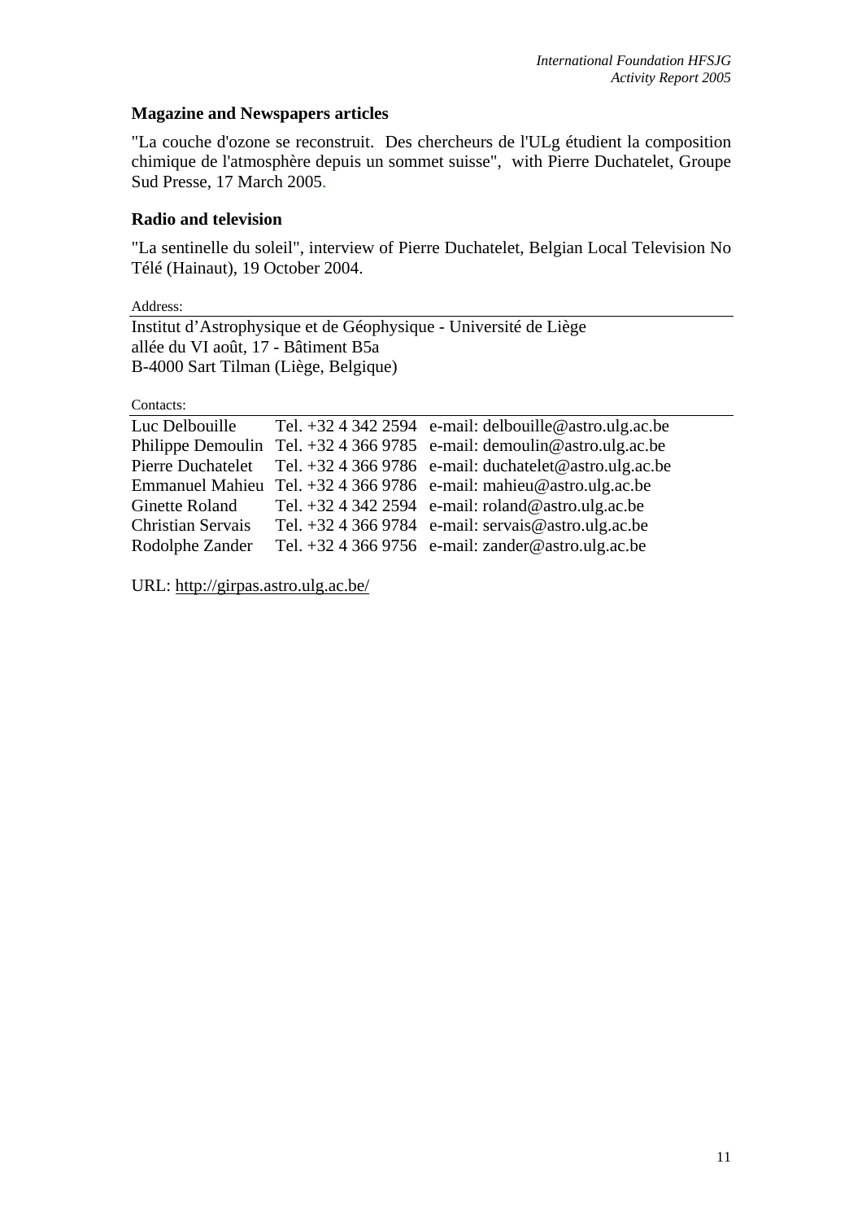### Magazine and Newspapers articles

"La couche d'ozone se reconstruit. Des chercheurs de l'ULg étudient la composition chimique de l'atmosphère depuis un sommet suisse", with Pierre Duchatelet, Groupe Sud Presse, 17 March 2005.

### Radio and television

"La sentinelle du soleil", interview of Pierre Duchatelet, Belgian Local Television No Télé (Hainaut), 19 October 2004.

Address:

Institut d'Astrophysique et de Géophysique - Université de Liège
allée du VI août, 17 - Bâtiment B5a
B-4000 Sart Tilman (Liège, Belgique)

Contacts:

| | | |
|---|---|---|
| Luc Delbouille | Tel. +32 4 342 2594 | e-mail: delbouille@astro.ulg.ac.be |
| Philippe Demoulin | Tel. +32 4 366 9785 | e-mail: demoulin@astro.ulg.ac.be |
| Pierre Duchatelet | Tel. +32 4 366 9786 | e-mail: duchatelet@astro.ulg.ac.be |
| Emmanuel Mahieu | Tel. +32 4 366 9786 | e-mail: mahieu@astro.ulg.ac.be |
| Ginette Roland | Tel. +32 4 342 2594 | e-mail: roland@astro.ulg.ac.be |
| Christian Servais | Tel. +32 4 366 9784 | e-mail: servais@astro.ulg.ac.be |
| Rodolphe Zander | Tel. +32 4 366 9756 | e-mail: zander@astro.ulg.ac.be |

URL: http://girpas.astro.ulg.ac.be/